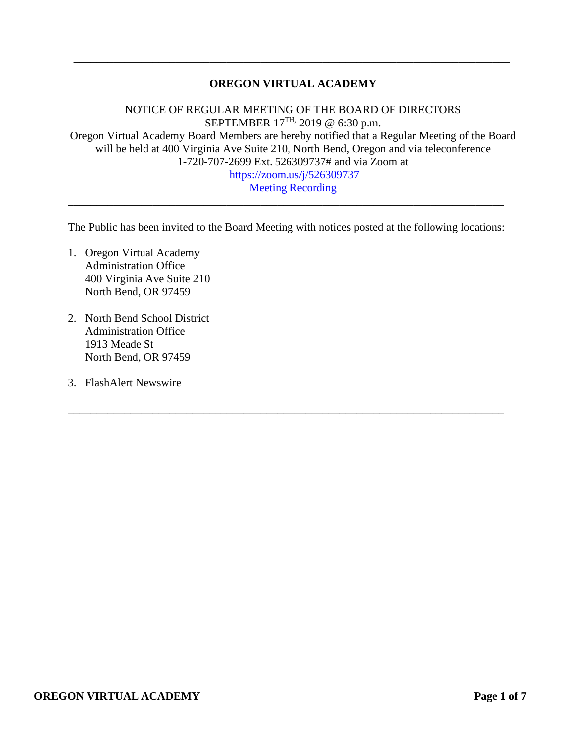# OREGON VIRTUAL ACADEMY

NOTICE OF REGULAR MEETING OF THE BOARD OF DIRECTORS
SEPTEMBER 17TH, 2019 @ 6:30 p.m.
Oregon Virtual Academy Board Members are hereby notified that a Regular Meeting of the Board will be held at 400 Virginia Ave Suite 210, North Bend, Oregon and via teleconference 1-720-707-2699 Ext. 526309737# and via Zoom at
https://zoom.us/j/526309737
Meeting Recording

---

The Public has been invited to the Board Meeting with notices posted at the following locations:

1. Oregon Virtual Academy
   Administration Office
   400 Virginia Ave Suite 210
   North Bend, OR 97459

2. North Bend School District
   Administration Office
   1913 Meade St
   North Bend, OR 97459

3. FlashAlert Newswire

---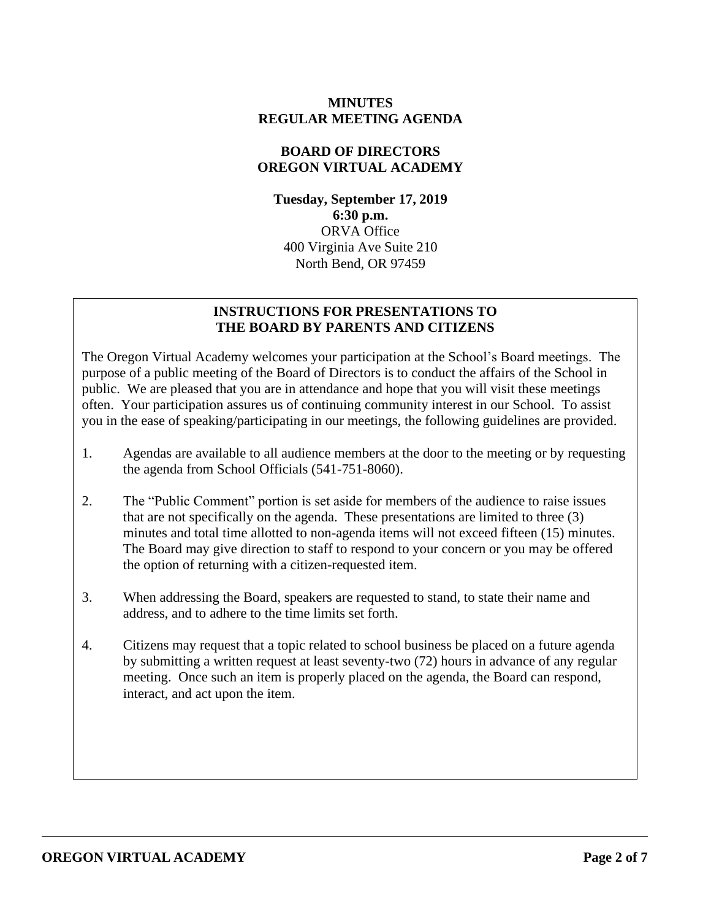**MINUTES**
**REGULAR MEETING AGENDA**

**BOARD OF DIRECTORS**
**OREGON VIRTUAL ACADEMY**

**Tuesday, September 17, 2019**
**6:30 p.m.**
ORVA Office
400 Virginia Ave Suite 210
North Bend, OR 97459

## INSTRUCTIONS FOR PRESENTATIONS TO THE BOARD BY PARENTS AND CITIZENS

The Oregon Virtual Academy welcomes your participation at the School's Board meetings. The purpose of a public meeting of the Board of Directors is to conduct the affairs of the School in public. We are pleased that you are in attendance and hope that you will visit these meetings often. Your participation assures us of continuing community interest in our School. To assist you in the ease of speaking/participating in our meetings, the following guidelines are provided.

1. Agendas are available to all audience members at the door to the meeting or by requesting the agenda from School Officials (541-751-8060).
2. The "Public Comment" portion is set aside for members of the audience to raise issues that are not specifically on the agenda. These presentations are limited to three (3) minutes and total time allotted to non-agenda items will not exceed fifteen (15) minutes. The Board may give direction to staff to respond to your concern or you may be offered the option of returning with a citizen-requested item.
3. When addressing the Board, speakers are requested to stand, to state their name and address, and to adhere to the time limits set forth.
4. Citizens may request that a topic related to school business be placed on a future agenda by submitting a written request at least seventy-two (72) hours in advance of any regular meeting. Once such an item is properly placed on the agenda, the Board can respond, interact, and act upon the item.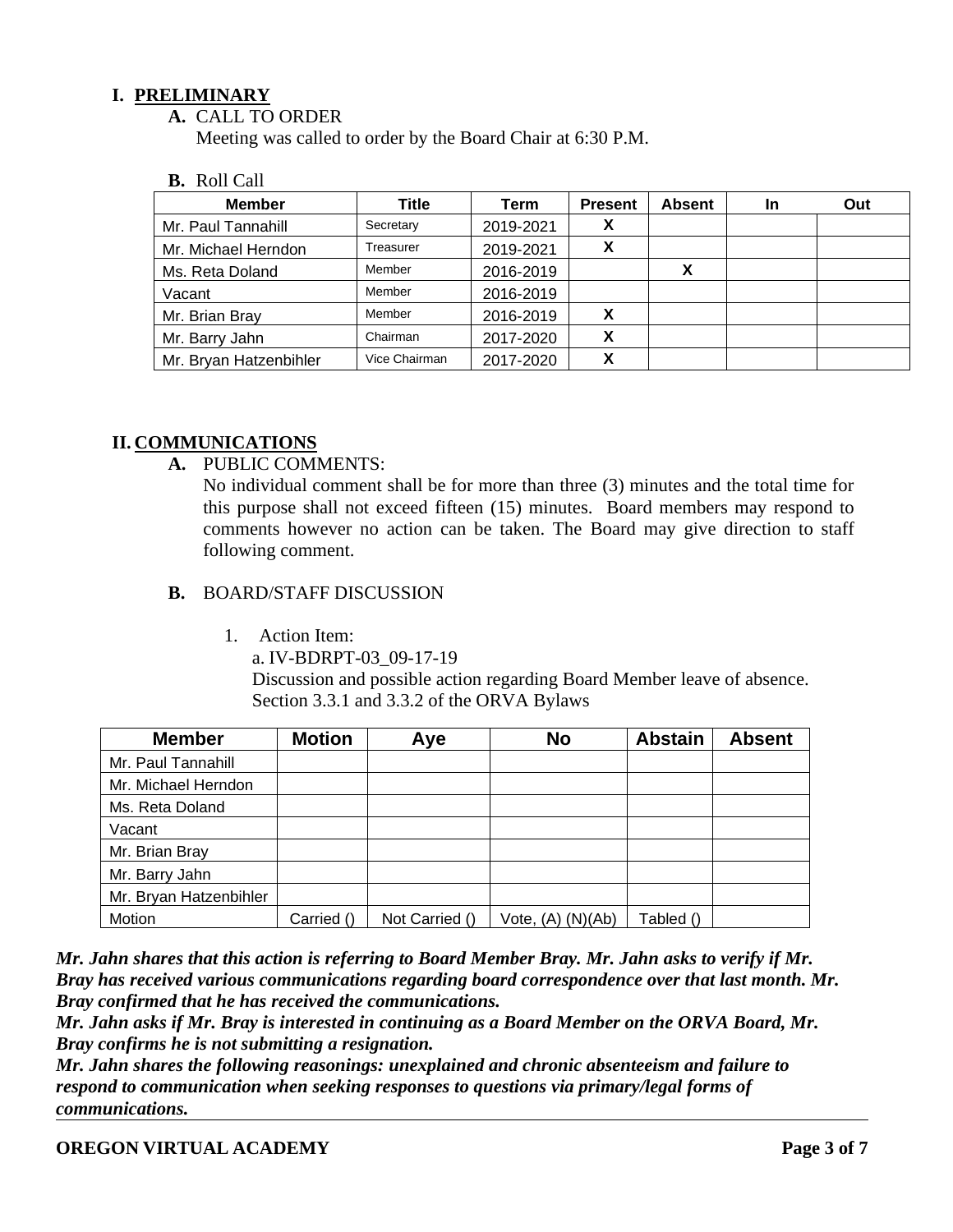## I. PRELIMINARY

**A.** CALL TO ORDER

Meeting was called to order by the Board Chair at 6:30 P.M.

**B.** Roll Call

| Member | Title | Term | Present | Absent | In | Out |
|---|---|---|---|---|---|---|
| Mr. Paul Tannahill | Secretary | 2019-2021 | X | | | |
| Mr. Michael Herndon | Treasurer | 2019-2021 | X | | | |
| Ms. Reta Doland | Member | 2016-2019 | | X | | |
| Vacant | Member | 2016-2019 | | | | |
| Mr. Brian Bray | Member | 2016-2019 | X | | | |
| Mr. Barry Jahn | Chairman | 2017-2020 | X | | | |
| Mr. Bryan Hatzenbihler | Vice Chairman | 2017-2020 | X | | | |

## II. COMMUNICATIONS

**A.** PUBLIC COMMENTS:

No individual comment shall be for more than three (3) minutes and the total time for this purpose shall not exceed fifteen (15) minutes. Board members may respond to comments however no action can be taken. The Board may give direction to staff following comment.

**B.** BOARD/STAFF DISCUSSION

1. Action Item:

   a. IV-BDRPT-03_09-17-19

   Discussion and possible action regarding Board Member leave of absence. Section 3.3.1 and 3.3.2 of the ORVA Bylaws

| Member | Motion | Aye | No | Abstain | Absent |
|---|---|---|---|---|---|
| Mr. Paul Tannahill | | | | | |
| Mr. Michael Herndon | | | | | |
| Ms. Reta Doland | | | | | |
| Vacant | | | | | |
| Mr. Brian Bray | | | | | |
| Mr. Barry Jahn | | | | | |
| Mr. Bryan Hatzenbihler | | | | | |
| Motion | Carried () | Not Carried () | Vote, (A) (N)(Ab) | Tabled () | |

***Mr. Jahn shares that this action is referring to Board Member Bray. Mr. Jahn asks to verify if Mr. Bray has received various communications regarding board correspondence over that last month. Mr. Bray confirmed that he has received the communications.***

***Mr. Jahn asks if Mr. Bray is interested in continuing as a Board Member on the ORVA Board, Mr. Bray confirms he is not submitting a resignation.***

***Mr. Jahn shares the following reasonings: unexplained and chronic absenteeism and failure to respond to communication when seeking responses to questions via primary/legal forms of communications.***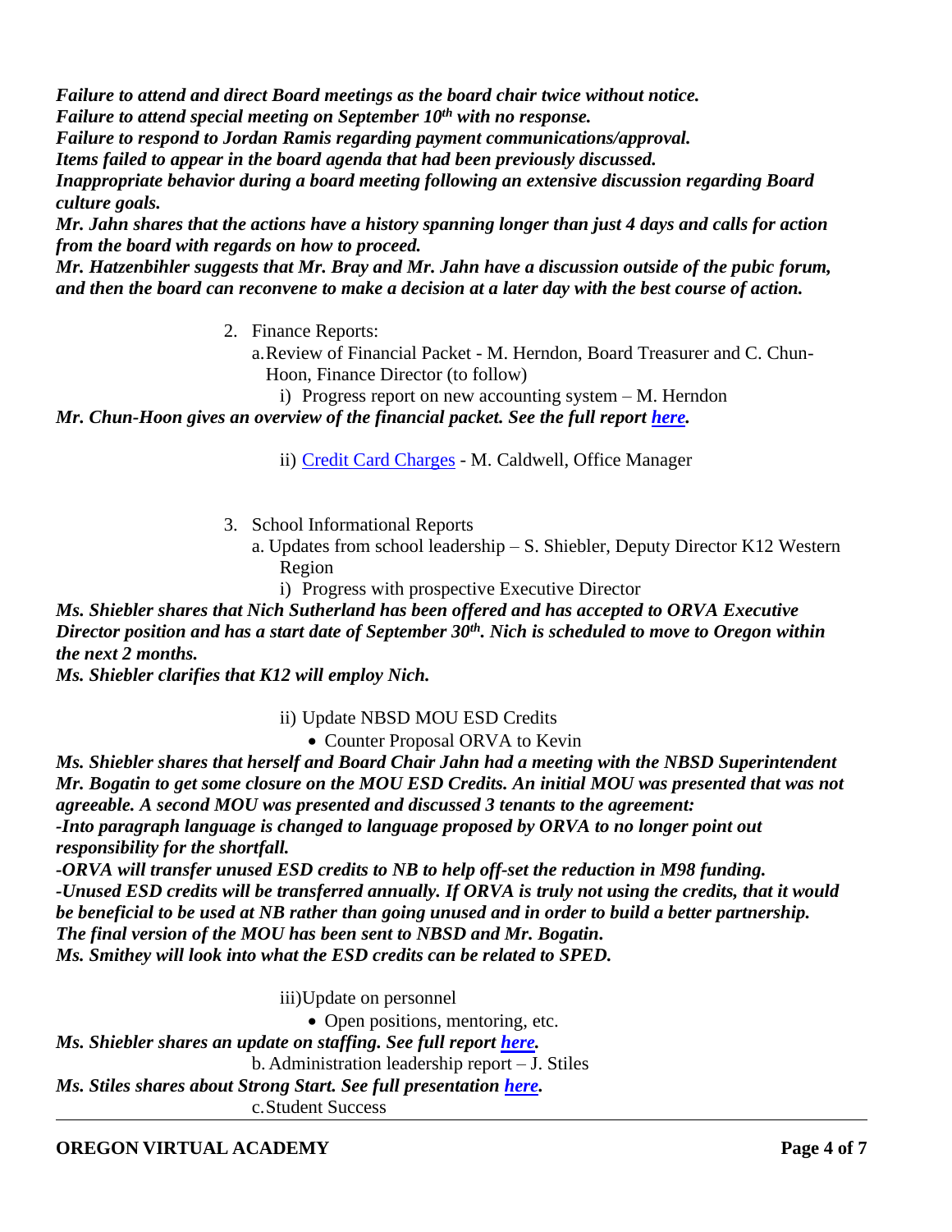***Failure to attend and direct Board meetings as the board chair twice without notice.***
***Failure to attend special meeting on September 10th with no response.***
***Failure to respond to Jordan Ramis regarding payment communications/approval.***
***Items failed to appear in the board agenda that had been previously discussed.***
***Inappropriate behavior during a board meeting following an extensive discussion regarding Board culture goals.***
***Mr. Jahn shares that the actions have a history spanning longer than just 4 days and calls for action from the board with regards on how to proceed.***
***Mr. Hatzenbihler suggests that Mr. Bray and Mr. Jahn have a discussion outside of the pubic forum, and then the board can reconvene to make a decision at a later day with the best course of action.***

2. Finance Reports:
   a. Review of Financial Packet - M. Herndon, Board Treasurer and C. Chun-Hoon, Finance Director (to follow)
      i) Progress report on new accounting system – M. Herndon

***Mr. Chun-Hoon gives an overview of the financial packet. See the full report here.***

      ii) Credit Card Charges - M. Caldwell, Office Manager

3. School Informational Reports
   a. Updates from school leadership – S. Shiebler, Deputy Director K12 Western Region
      i) Progress with prospective Executive Director

***Ms. Shiebler shares that Nich Sutherland has been offered and has accepted to ORVA Executive Director position and has a start date of September 30th. Nich is scheduled to move to Oregon within the next 2 months.***
***Ms. Shiebler clarifies that K12 will employ Nich.***

      ii) Update NBSD MOU ESD Credits
         - Counter Proposal ORVA to Kevin

***Ms. Shiebler shares that herself and Board Chair Jahn had a meeting with the NBSD Superintendent Mr. Bogatin to get some closure on the MOU ESD Credits. An initial MOU was presented that was not agreeable. A second MOU was presented and discussed 3 tenants to the agreement:***
***-Into paragraph language is changed to language proposed by ORVA to no longer point out responsibility for the shortfall.***
***-ORVA will transfer unused ESD credits to NB to help off-set the reduction in M98 funding.***
***-Unused ESD credits will be transferred annually. If ORVA is truly not using the credits, that it would be beneficial to be used at NB rather than going unused and in order to build a better partnership.***
***The final version of the MOU has been sent to NBSD and Mr. Bogatin.***
***Ms. Smithey will look into what the ESD credits can be related to SPED.***

      iii) Update on personnel
         - Open positions, mentoring, etc.

***Ms. Shiebler shares an update on staffing. See full report here.***

   b. Administration leadership report – J. Stiles

***Ms. Stiles shares about Strong Start. See full presentation here.***

   c. Student Success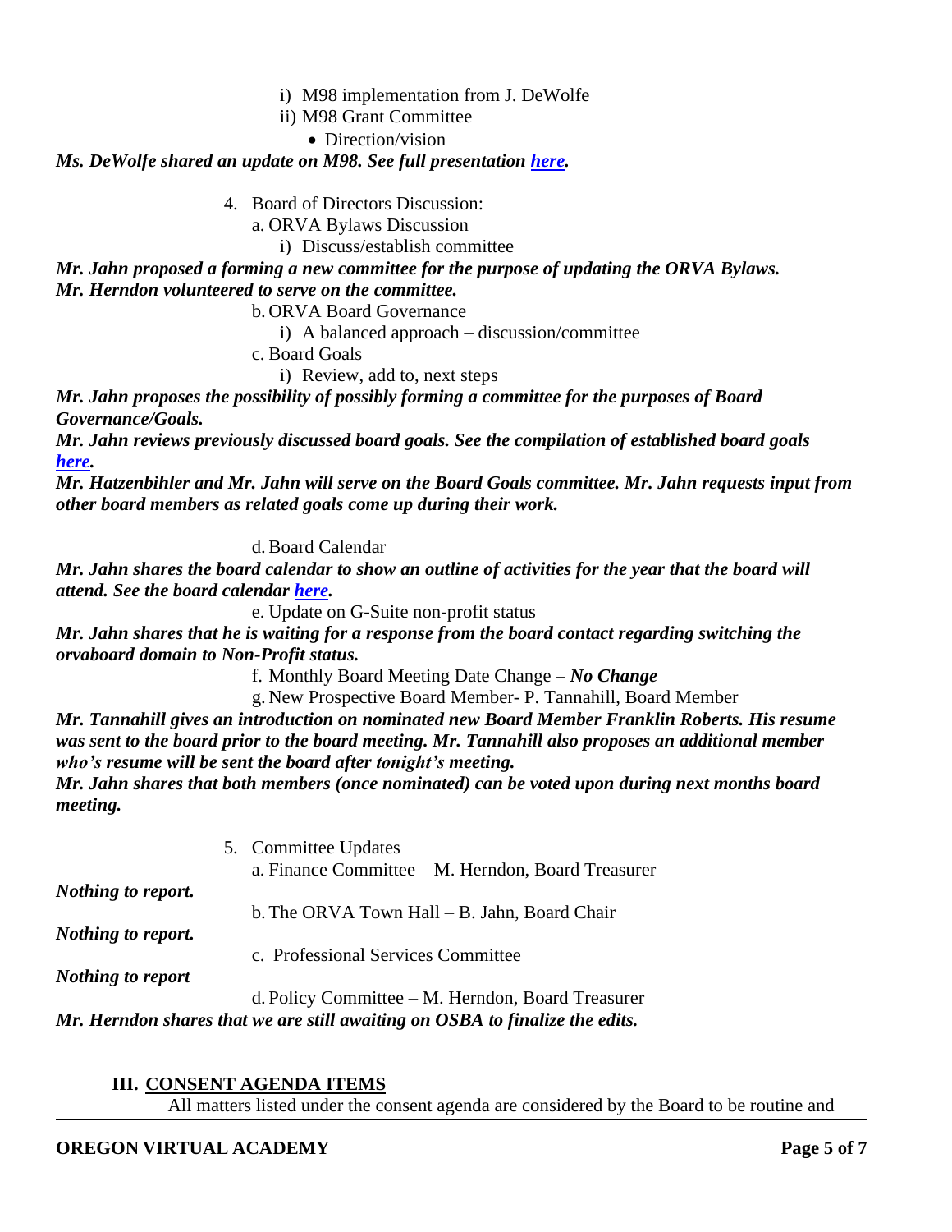i) M98 implementation from J. DeWolfe

ii) M98 Grant Committee

- Direction/vision

***Ms. DeWolfe shared an update on M98. See full presentation [here](#).***

4. Board of Directors Discussion:

   a. ORVA Bylaws Discussion

      i) Discuss/establish committee

***Mr. Jahn proposed a forming a new committee for the purpose of updating the ORVA Bylaws.***
***Mr. Herndon volunteered to serve on the committee.***

   b. ORVA Board Governance

      i) A balanced approach – discussion/committee

   c. Board Goals

      i) Review, add to, next steps

***Mr. Jahn proposes the possibility of possibly forming a committee for the purposes of Board Governance/Goals.***

***Mr. Jahn reviews previously discussed board goals. See the compilation of established board goals [here](#).***

***Mr. Hatzenbihler and Mr. Jahn will serve on the Board Goals committee. Mr. Jahn requests input from other board members as related goals come up during their work.***

   d. Board Calendar

***Mr. Jahn shares the board calendar to show an outline of activities for the year that the board will attend. See the board calendar [here](#).***

   e. Update on G-Suite non-profit status

***Mr. Jahn shares that he is waiting for a response from the board contact regarding switching the orvaboard domain to Non-Profit status.***

   f. Monthly Board Meeting Date Change – ***No Change***

   g. New Prospective Board Member- P. Tannahill, Board Member

***Mr. Tannahill gives an introduction on nominated new Board Member Franklin Roberts. His resume was sent to the board prior to the board meeting. Mr. Tannahill also proposes an additional member who's resume will be sent the board after tonight's meeting.***

***Mr. Jahn shares that both members (once nominated) can be voted upon during next months board meeting.***

5. Committee Updates

   a. Finance Committee – M. Herndon, Board Treasurer

***Nothing to report.***

   b. The ORVA Town Hall – B. Jahn, Board Chair

***Nothing to report.***

   c. Professional Services Committee

***Nothing to report***

   d. Policy Committee – M. Herndon, Board Treasurer

***Mr. Herndon shares that we are still awaiting on OSBA to finalize the edits.***

## III. CONSENT AGENDA ITEMS

All matters listed under the consent agenda are considered by the Board to be routine and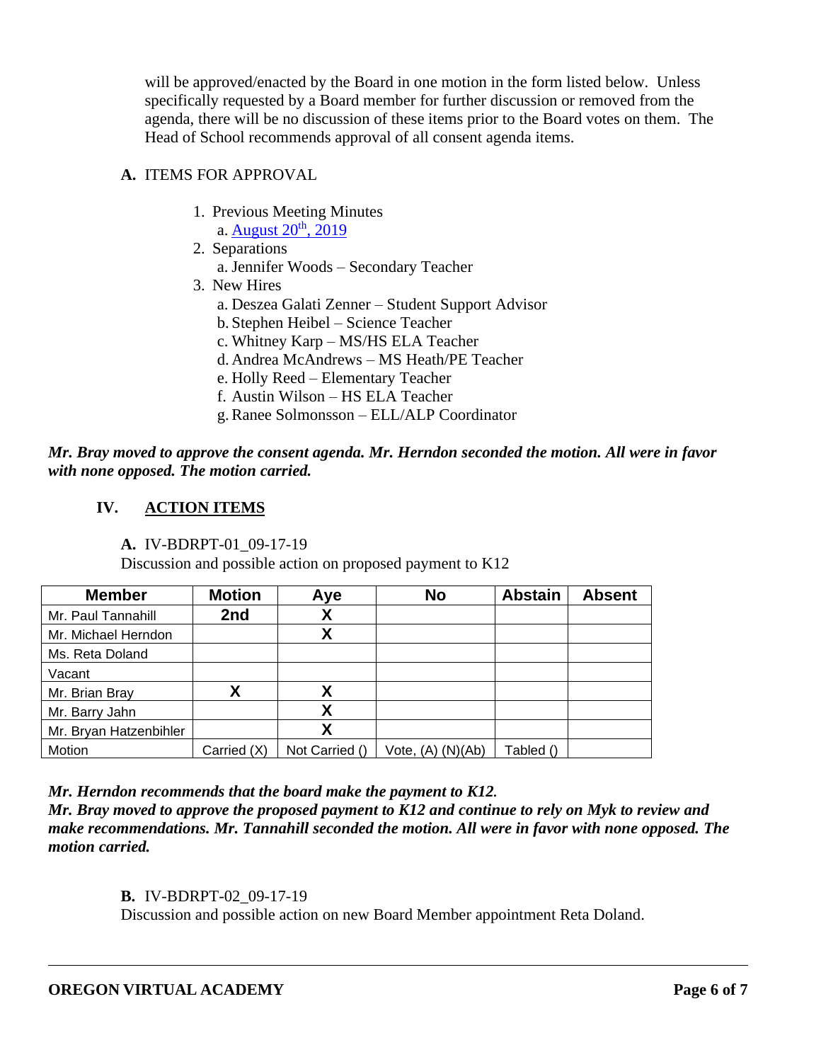will be approved/enacted by the Board in one motion in the form listed below. Unless specifically requested by a Board member for further discussion or removed from the agenda, there will be no discussion of these items prior to the Board votes on them. The Head of School recommends approval of all consent agenda items.

**A.** ITEMS FOR APPROVAL

1. Previous Meeting Minutes
   a. August 20th, 2019
2. Separations
   a. Jennifer Woods – Secondary Teacher
3. New Hires
   a. Deszea Galati Zenner – Student Support Advisor
   b. Stephen Heibel – Science Teacher
   c. Whitney Karp – MS/HS ELA Teacher
   d. Andrea McAndrews – MS Heath/PE Teacher
   e. Holly Reed – Elementary Teacher
   f. Austin Wilson – HS ELA Teacher
   g. Ranee Solmonsson – ELL/ALP Coordinator

***Mr. Bray moved to approve the consent agenda. Mr. Herndon seconded the motion. All were in favor with none opposed. The motion carried.***

## IV. ACTION ITEMS

**A.** IV-BDRPT-01_09-17-19
Discussion and possible action on proposed payment to K12

| Member | Motion | Aye | No | Abstain | Absent |
|---|---|---|---|---|---|
| Mr. Paul Tannahill | 2nd | X | | | |
| Mr. Michael Herndon | | X | | | |
| Ms. Reta Doland | | | | | |
| Vacant | | | | | |
| Mr. Brian Bray | X | X | | | |
| Mr. Barry Jahn | | X | | | |
| Mr. Bryan Hatzenbihler | | X | | | |
| Motion | Carried (X) | Not Carried () | Vote, (A) (N)(Ab) | Tabled () | |

***Mr. Herndon recommends that the board make the payment to K12.***
***Mr. Bray moved to approve the proposed payment to K12 and continue to rely on Myk to review and make recommendations. Mr. Tannahill seconded the motion. All were in favor with none opposed. The motion carried.***

**B.** IV-BDRPT-02_09-17-19
Discussion and possible action on new Board Member appointment Reta Doland.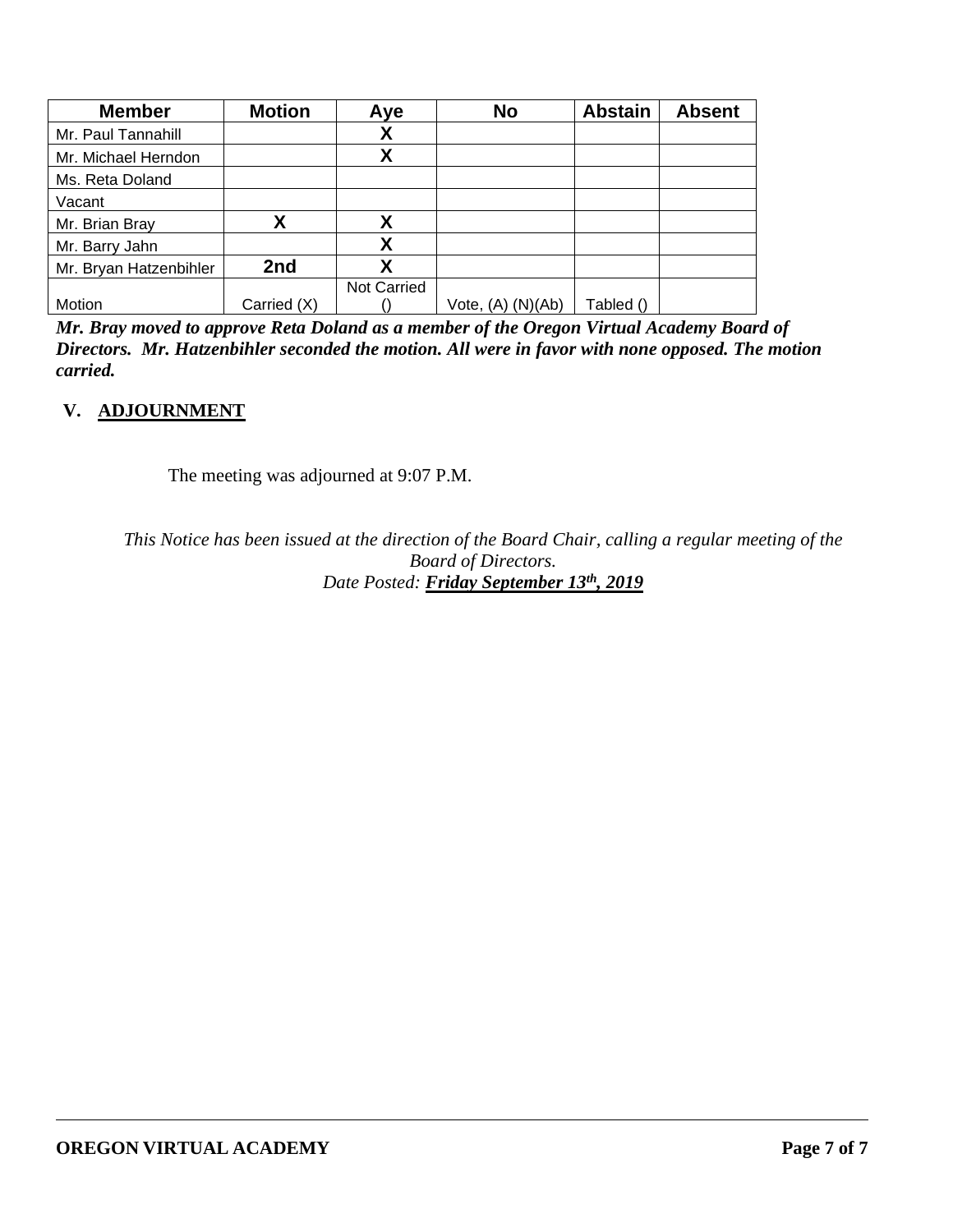| Member | Motion | Aye | No | Abstain | Absent |
|---|---|---|---|---|---|
| Mr. Paul Tannahill | | X | | | |
| Mr. Michael Herndon | | X | | | |
| Ms. Reta Doland | | | | | |
| Vacant | | | | | |
| Mr. Brian Bray | X | X | | | |
| Mr. Barry Jahn | | X | | | |
| Mr. Bryan Hatzenbihler | 2nd | X | | | |
| Motion | Carried (X) | Not Carried () | Vote, (A) (N)(Ab) | Tabled () | |

***Mr. Bray moved to approve Reta Doland as a member of the Oregon Virtual Academy Board of Directors. Mr. Hatzenbihler seconded the motion. All were in favor with none opposed. The motion carried.***

## V. ADJOURNMENT

The meeting was adjourned at 9:07 P.M.

*This Notice has been issued at the direction of the Board Chair, calling a regular meeting of the Board of Directors.*
*Date Posted:* ***Friday September 13th, 2019***